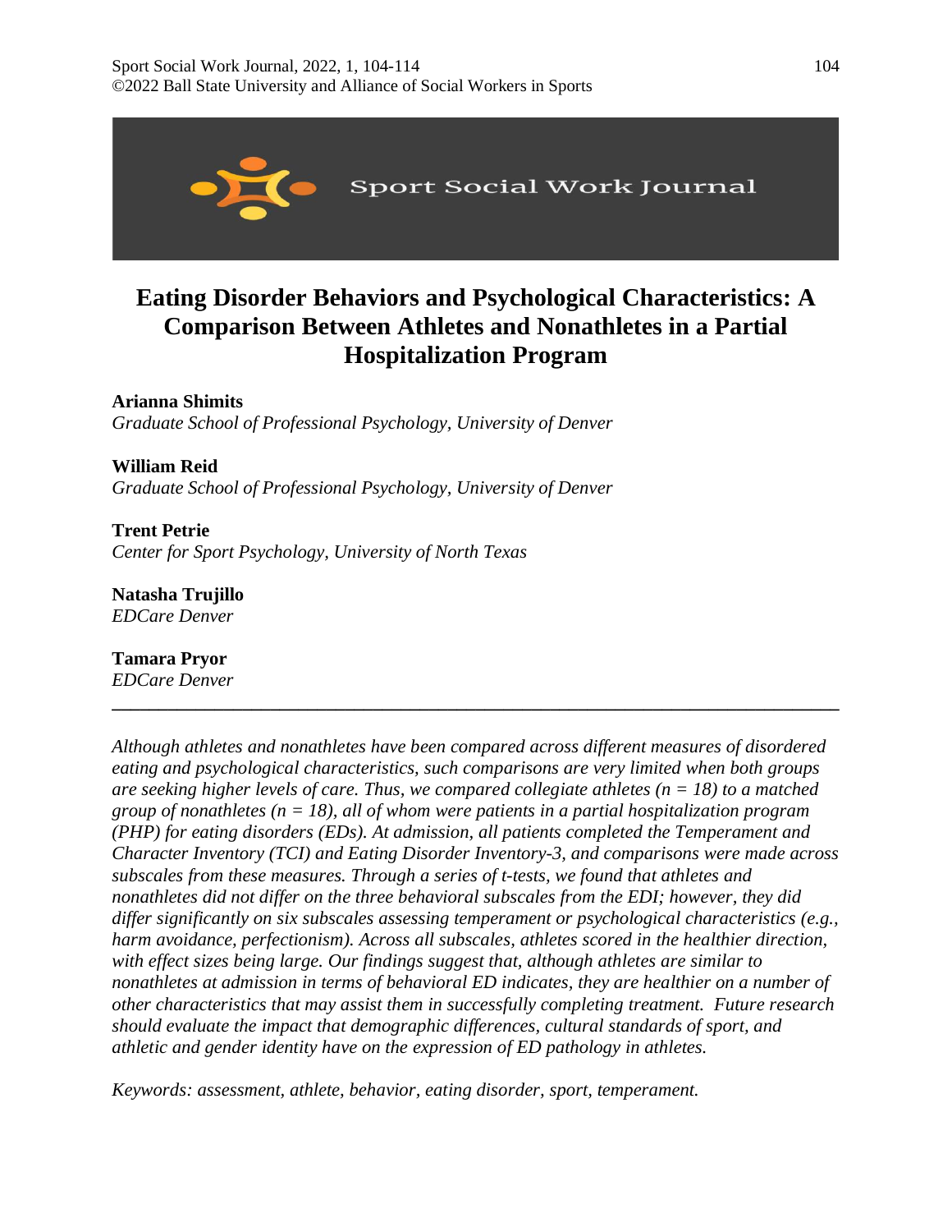# Eating Disorder Behaviors and Psychological Characteristics: A Comparison Between Athletes and Nonathletes in a Partial Hospitalization Program

**Arianna Shimits**
*Graduate School of Professional Psychology, University of Denver*

**William Reid**
*Graduate School of Professional Psychology, University of Denver*

**Trent Petrie**
*Center for Sport Psychology, University of North Texas*

**Natasha Trujillo**
*EDCare Denver*

**Tamara Pryor**
*EDCare Denver*

---

*Although athletes and nonathletes have been compared across different measures of disordered eating and psychological characteristics, such comparisons are very limited when both groups are seeking higher levels of care. Thus, we compared collegiate athletes (n = 18) to a matched group of nonathletes (n = 18), all of whom were patients in a partial hospitalization program (PHP) for eating disorders (EDs). At admission, all patients completed the Temperament and Character Inventory (TCI) and Eating Disorder Inventory-3, and comparisons were made across subscales from these measures. Through a series of t-tests, we found that athletes and nonathletes did not differ on the three behavioral subscales from the EDI; however, they did differ significantly on six subscales assessing temperament or psychological characteristics (e.g., harm avoidance, perfectionism). Across all subscales, athletes scored in the healthier direction, with effect sizes being large. Our findings suggest that, although athletes are similar to nonathletes at admission in terms of behavioral ED indicates, they are healthier on a number of other characteristics that may assist them in successfully completing treatment. Future research should evaluate the impact that demographic differences, cultural standards of sport, and athletic and gender identity have on the expression of ED pathology in athletes.*

*Keywords: assessment, athlete, behavior, eating disorder, sport, temperament.*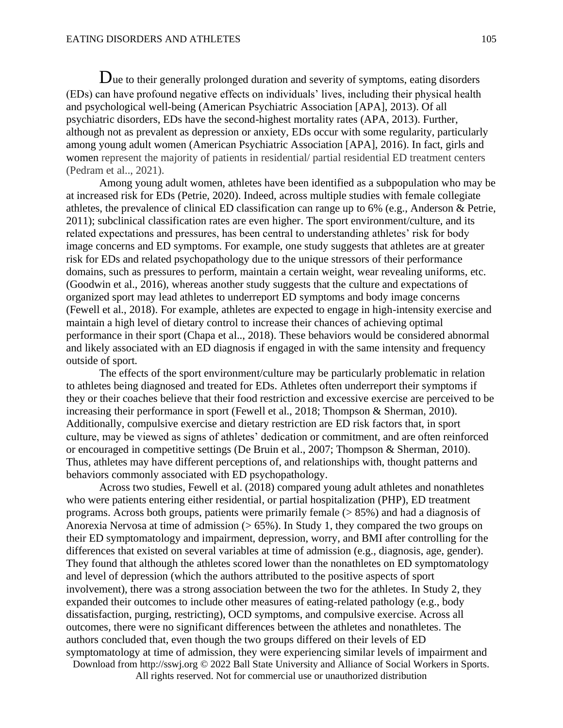Due to their generally prolonged duration and severity of symptoms, eating disorders (EDs) can have profound negative effects on individuals' lives, including their physical health and psychological well-being (American Psychiatric Association [APA], 2013). Of all psychiatric disorders, EDs have the second-highest mortality rates (APA, 2013). Further, although not as prevalent as depression or anxiety, EDs occur with some regularity, particularly among young adult women (American Psychiatric Association [APA], 2016). In fact, girls and women represent the majority of patients in residential/ partial residential ED treatment centers (Pedram et al.., 2021).

Among young adult women, athletes have been identified as a subpopulation who may be at increased risk for EDs (Petrie, 2020). Indeed, across multiple studies with female collegiate athletes, the prevalence of clinical ED classification can range up to 6% (e.g., Anderson & Petrie, 2011); subclinical classification rates are even higher. The sport environment/culture, and its related expectations and pressures, has been central to understanding athletes' risk for body image concerns and ED symptoms. For example, one study suggests that athletes are at greater risk for EDs and related psychopathology due to the unique stressors of their performance domains, such as pressures to perform, maintain a certain weight, wear revealing uniforms, etc. (Goodwin et al., 2016), whereas another study suggests that the culture and expectations of organized sport may lead athletes to underreport ED symptoms and body image concerns (Fewell et al., 2018). For example, athletes are expected to engage in high-intensity exercise and maintain a high level of dietary control to increase their chances of achieving optimal performance in their sport (Chapa et al.., 2018). These behaviors would be considered abnormal and likely associated with an ED diagnosis if engaged in with the same intensity and frequency outside of sport.

The effects of the sport environment/culture may be particularly problematic in relation to athletes being diagnosed and treated for EDs. Athletes often underreport their symptoms if they or their coaches believe that their food restriction and excessive exercise are perceived to be increasing their performance in sport (Fewell et al., 2018; Thompson & Sherman, 2010). Additionally, compulsive exercise and dietary restriction are ED risk factors that, in sport culture, may be viewed as signs of athletes' dedication or commitment, and are often reinforced or encouraged in competitive settings (De Bruin et al., 2007; Thompson & Sherman, 2010). Thus, athletes may have different perceptions of, and relationships with, thought patterns and behaviors commonly associated with ED psychopathology.

Across two studies, Fewell et al. (2018) compared young adult athletes and nonathletes who were patients entering either residential, or partial hospitalization (PHP), ED treatment programs. Across both groups, patients were primarily female (> 85%) and had a diagnosis of Anorexia Nervosa at time of admission (> 65%). In Study 1, they compared the two groups on their ED symptomatology and impairment, depression, worry, and BMI after controlling for the differences that existed on several variables at time of admission (e.g., diagnosis, age, gender). They found that although the athletes scored lower than the nonathletes on ED symptomatology and level of depression (which the authors attributed to the positive aspects of sport involvement), there was a strong association between the two for the athletes. In Study 2, they expanded their outcomes to include other measures of eating-related pathology (e.g., body dissatisfaction, purging, restricting), OCD symptoms, and compulsive exercise. Across all outcomes, there were no significant differences between the athletes and nonathletes. The authors concluded that, even though the two groups differed on their levels of ED symptomatology at time of admission, they were experiencing similar levels of impairment and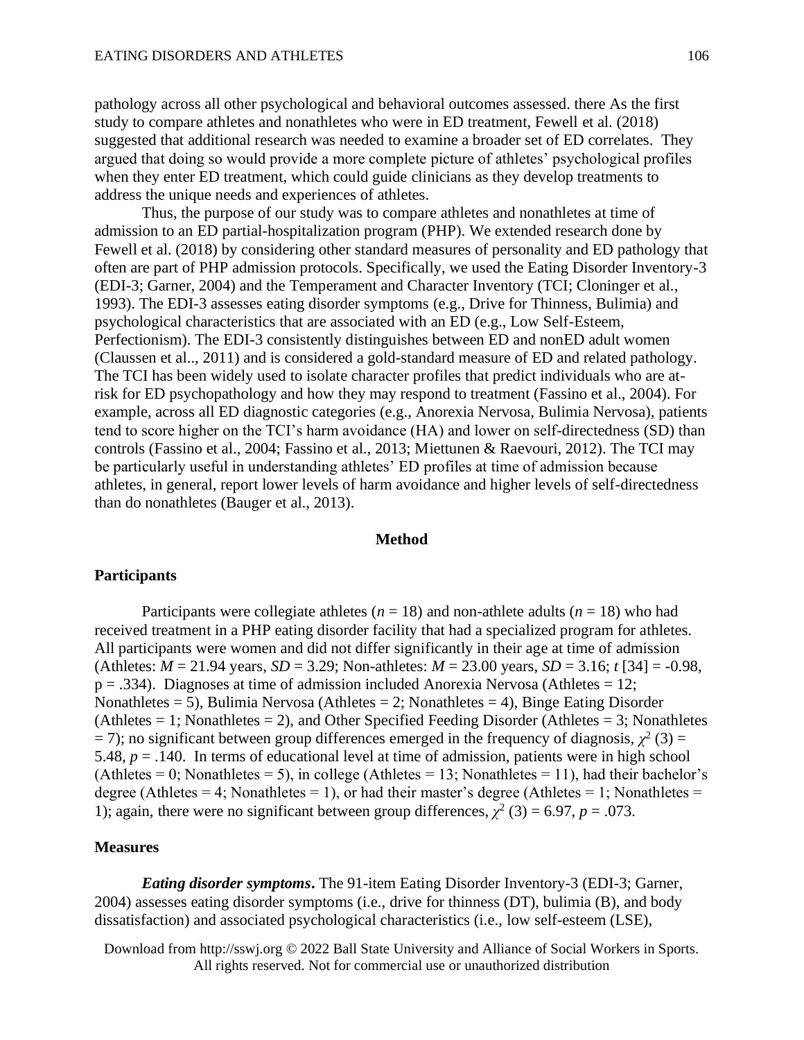pathology across all other psychological and behavioral outcomes assessed. there As the first study to compare athletes and nonathletes who were in ED treatment, Fewell et al. (2018) suggested that additional research was needed to examine a broader set of ED correlates. They argued that doing so would provide a more complete picture of athletes' psychological profiles when they enter ED treatment, which could guide clinicians as they develop treatments to address the unique needs and experiences of athletes.

Thus, the purpose of our study was to compare athletes and nonathletes at time of admission to an ED partial-hospitalization program (PHP). We extended research done by Fewell et al. (2018) by considering other standard measures of personality and ED pathology that often are part of PHP admission protocols. Specifically, we used the Eating Disorder Inventory-3 (EDI-3; Garner, 2004) and the Temperament and Character Inventory (TCI; Cloninger et al., 1993). The EDI-3 assesses eating disorder symptoms (e.g., Drive for Thinness, Bulimia) and psychological characteristics that are associated with an ED (e.g., Low Self-Esteem, Perfectionism). The EDI-3 consistently distinguishes between ED and nonED adult women (Claussen et al.., 2011) and is considered a gold-standard measure of ED and related pathology. The TCI has been widely used to isolate character profiles that predict individuals who are at-risk for ED psychopathology and how they may respond to treatment (Fassino et al., 2004). For example, across all ED diagnostic categories (e.g., Anorexia Nervosa, Bulimia Nervosa), patients tend to score higher on the TCI's harm avoidance (HA) and lower on self-directedness (SD) than controls (Fassino et al., 2004; Fassino et al., 2013; Miettunen & Raevouri, 2012). The TCI may be particularly useful in understanding athletes' ED profiles at time of admission because athletes, in general, report lower levels of harm avoidance and higher levels of self-directedness than do nonathletes (Bauger et al., 2013).

## Method

### Participants

Participants were collegiate athletes ($n$ = 18) and non-athlete adults ($n$ = 18) who had received treatment in a PHP eating disorder facility that had a specialized program for athletes. All participants were women and did not differ significantly in their age at time of admission (Athletes: $M$ = 21.94 years, $SD$ = 3.29; Non-athletes: $M$ = 23.00 years, $SD$ = 3.16; $t$ [34] = -0.98, p = .334). Diagnoses at time of admission included Anorexia Nervosa (Athletes = 12; Nonathletes = 5), Bulimia Nervosa (Athletes = 2; Nonathletes = 4), Binge Eating Disorder (Athletes = 1; Nonathletes = 2), and Other Specified Feeding Disorder (Athletes = 3; Nonathletes = 7); no significant between group differences emerged in the frequency of diagnosis, $\chi^2$ (3) = 5.48, $p$ = .140. In terms of educational level at time of admission, patients were in high school (Athletes = 0; Nonathletes = 5), in college (Athletes = 13; Nonathletes = 11), had their bachelor's degree (Athletes = 4; Nonathletes = 1), or had their master's degree (Athletes = 1; Nonathletes = 1); again, there were no significant between group differences, $\chi^2$ (3) = 6.97, $p$ = .073.

### Measures

***Eating disorder symptoms*.** The 91-item Eating Disorder Inventory-3 (EDI-3; Garner, 2004) assesses eating disorder symptoms (i.e., drive for thinness (DT), bulimia (B), and body dissatisfaction) and associated psychological characteristics (i.e., low self-esteem (LSE),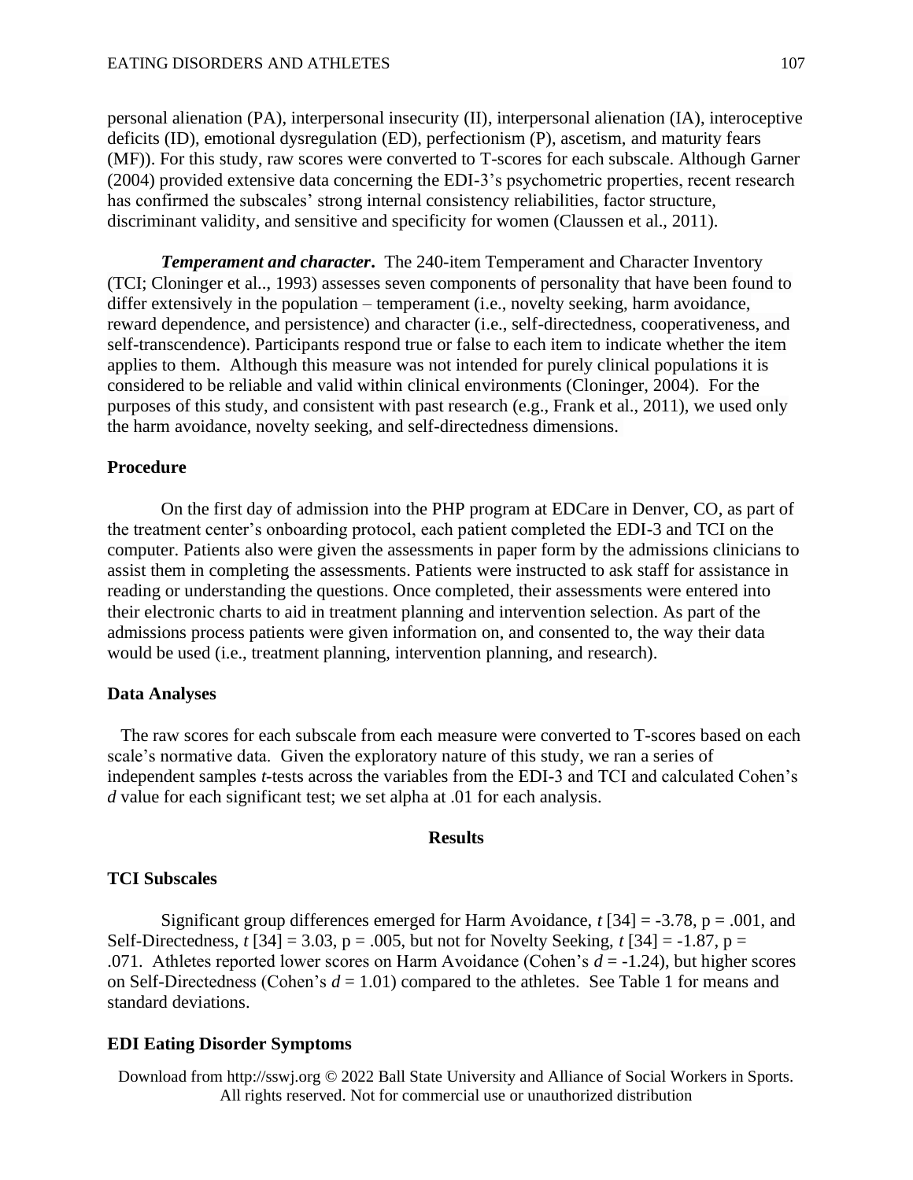personal alienation (PA), interpersonal insecurity (II), interpersonal alienation (IA), interoceptive deficits (ID), emotional dysregulation (ED), perfectionism (P), ascetism, and maturity fears (MF)). For this study, raw scores were converted to T-scores for each subscale. Although Garner (2004) provided extensive data concerning the EDI-3's psychometric properties, recent research has confirmed the subscales' strong internal consistency reliabilities, factor structure, discriminant validity, and sensitive and specificity for women (Claussen et al., 2011).

***Temperament and character***. The 240-item Temperament and Character Inventory (TCI; Cloninger et al.., 1993) assesses seven components of personality that have been found to differ extensively in the population – temperament (i.e., novelty seeking, harm avoidance, reward dependence, and persistence) and character (i.e., self-directedness, cooperativeness, and self-transcendence). Participants respond true or false to each item to indicate whether the item applies to them. Although this measure was not intended for purely clinical populations it is considered to be reliable and valid within clinical environments (Cloninger, 2004). For the purposes of this study, and consistent with past research (e.g., Frank et al., 2011), we used only the harm avoidance, novelty seeking, and self-directedness dimensions.

### Procedure

On the first day of admission into the PHP program at EDCare in Denver, CO, as part of the treatment center's onboarding protocol, each patient completed the EDI-3 and TCI on the computer. Patients also were given the assessments in paper form by the admissions clinicians to assist them in completing the assessments. Patients were instructed to ask staff for assistance in reading or understanding the questions. Once completed, their assessments were entered into their electronic charts to aid in treatment planning and intervention selection. As part of the admissions process patients were given information on, and consented to, the way their data would be used (i.e., treatment planning, intervention planning, and research).

### Data Analyses

The raw scores for each subscale from each measure were converted to T-scores based on each scale's normative data. Given the exploratory nature of this study, we ran a series of independent samples *t*-tests across the variables from the EDI-3 and TCI and calculated Cohen's *d* value for each significant test; we set alpha at .01 for each analysis.

## Results

### TCI Subscales

Significant group differences emerged for Harm Avoidance, $t\,[34] = -3.78$, $p = .001$, and Self-Directedness, $t\,[34] = 3.03$, $p = .005$, but not for Novelty Seeking, $t\,[34] = -1.87$, $p = .071$. Athletes reported lower scores on Harm Avoidance (Cohen's $d = -1.24$), but higher scores on Self-Directedness (Cohen's $d = 1.01$) compared to the athletes. See Table 1 for means and standard deviations.

### EDI Eating Disorder Symptoms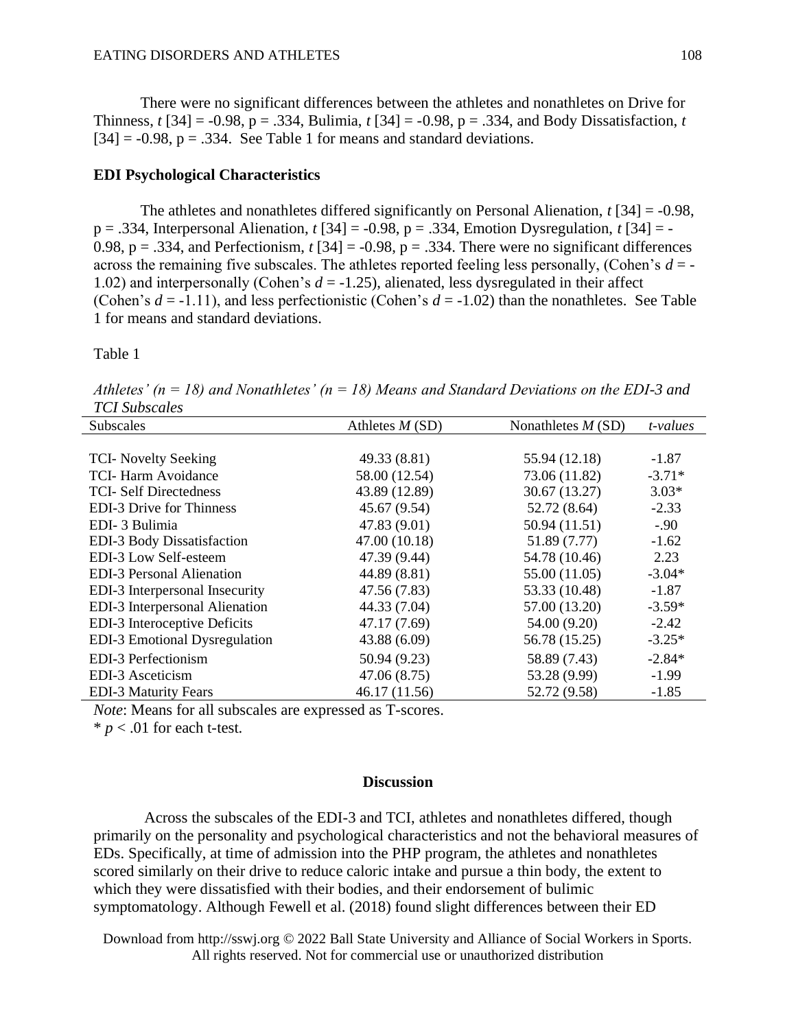There were no significant differences between the athletes and nonathletes on Drive for Thinness, $t$ [34] = -0.98, p = .334, Bulimia, $t$ [34] = -0.98, p = .334, and Body Dissatisfaction, $t$ [34] = -0.98, p = .334. See Table 1 for means and standard deviations.

**EDI Psychological Characteristics**

The athletes and nonathletes differed significantly on Personal Alienation, $t$ [34] = -0.98, p = .334, Interpersonal Alienation, $t$ [34] = -0.98, p = .334, Emotion Dysregulation, $t$ [34] = -0.98, p = .334, and Perfectionism, $t$ [34] = -0.98, p = .334. There were no significant differences across the remaining five subscales. The athletes reported feeling less personally, (Cohen's $d$ = -1.02) and interpersonally (Cohen's $d$ = -1.25), alienated, less dysregulated in their affect (Cohen's $d$ = -1.11), and less perfectionistic (Cohen's $d$ = -1.02) than the nonathletes. See Table 1 for means and standard deviations.

Table 1

*Athletes' (n = 18) and Nonathletes' (n = 18) Means and Standard Deviations on the EDI-3 and TCI Subscales*

| Subscales | Athletes $M$ (SD) | Nonathletes $M$ (SD) | *t-values* |
|---|---|---|---|
| TCI- Novelty Seeking | 49.33 (8.81) | 55.94 (12.18) | -1.87 |
| TCI- Harm Avoidance | 58.00 (12.54) | 73.06 (11.82) | -3.71* |
| TCI- Self Directedness | 43.89 (12.89) | 30.67 (13.27) | 3.03* |
| EDI-3 Drive for Thinness | 45.67 (9.54) | 52.72 (8.64) | -2.33 |
| EDI- 3 Bulimia | 47.83 (9.01) | 50.94 (11.51) | -.90 |
| EDI-3 Body Dissatisfaction | 47.00 (10.18) | 51.89 (7.77) | -1.62 |
| EDI-3 Low Self-esteem | 47.39 (9.44) | 54.78 (10.46) | 2.23 |
| EDI-3 Personal Alienation | 44.89 (8.81) | 55.00 (11.05) | -3.04* |
| EDI-3 Interpersonal Insecurity | 47.56 (7.83) | 53.33 (10.48) | -1.87 |
| EDI-3 Interpersonal Alienation | 44.33 (7.04) | 57.00 (13.20) | -3.59* |
| EDI-3 Interoceptive Deficits | 47.17 (7.69) | 54.00 (9.20) | -2.42 |
| EDI-3 Emotional Dysregulation | 43.88 (6.09) | 56.78 (15.25) | -3.25* |
| EDI-3 Perfectionism | 50.94 (9.23) | 58.89 (7.43) | -2.84* |
| EDI-3 Asceticism | 47.06 (8.75) | 53.28 (9.99) | -1.99 |
| EDI-3 Maturity Fears | 46.17 (11.56) | 52.72 (9.58) | -1.85 |

*Note*: Means for all subscales are expressed as T-scores.
\* $p$ < .01 for each t-test.

## Discussion

Across the subscales of the EDI-3 and TCI, athletes and nonathletes differed, though primarily on the personality and psychological characteristics and not the behavioral measures of EDs. Specifically, at time of admission into the PHP program, the athletes and nonathletes scored similarly on their drive to reduce caloric intake and pursue a thin body, the extent to which they were dissatisfied with their bodies, and their endorsement of bulimic symptomatology. Although Fewell et al. (2018) found slight differences between their ED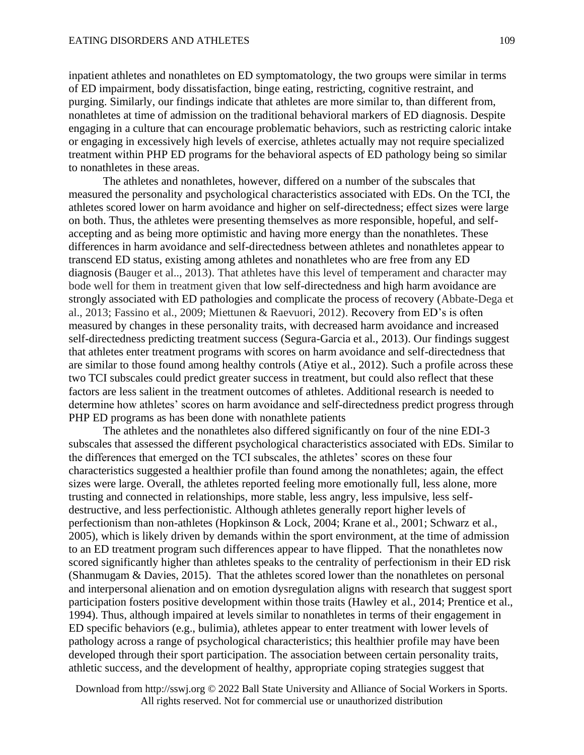inpatient athletes and nonathletes on ED symptomatology, the two groups were similar in terms of ED impairment, body dissatisfaction, binge eating, restricting, cognitive restraint, and purging. Similarly, our findings indicate that athletes are more similar to, than different from, nonathletes at time of admission on the traditional behavioral markers of ED diagnosis. Despite engaging in a culture that can encourage problematic behaviors, such as restricting caloric intake or engaging in excessively high levels of exercise, athletes actually may not require specialized treatment within PHP ED programs for the behavioral aspects of ED pathology being so similar to nonathletes in these areas.

The athletes and nonathletes, however, differed on a number of the subscales that measured the personality and psychological characteristics associated with EDs. On the TCI, the athletes scored lower on harm avoidance and higher on self-directedness; effect sizes were large on both. Thus, the athletes were presenting themselves as more responsible, hopeful, and self-accepting and as being more optimistic and having more energy than the nonathletes. These differences in harm avoidance and self-directedness between athletes and nonathletes appear to transcend ED status, existing among athletes and nonathletes who are free from any ED diagnosis (Bauger et al.., 2013). That athletes have this level of temperament and character may bode well for them in treatment given that low self-directedness and high harm avoidance are strongly associated with ED pathologies and complicate the process of recovery (Abbate-Dega et al., 2013; Fassino et al., 2009; Miettunen & Raevuori, 2012). Recovery from ED's is often measured by changes in these personality traits, with decreased harm avoidance and increased self-directedness predicting treatment success (Segura-Garcia et al., 2013). Our findings suggest that athletes enter treatment programs with scores on harm avoidance and self-directedness that are similar to those found among healthy controls (Atiye et al., 2012). Such a profile across these two TCI subscales could predict greater success in treatment, but could also reflect that these factors are less salient in the treatment outcomes of athletes. Additional research is needed to determine how athletes' scores on harm avoidance and self-directedness predict progress through PHP ED programs as has been done with nonathlete patients

The athletes and the nonathletes also differed significantly on four of the nine EDI-3 subscales that assessed the different psychological characteristics associated with EDs. Similar to the differences that emerged on the TCI subscales, the athletes' scores on these four characteristics suggested a healthier profile than found among the nonathletes; again, the effect sizes were large. Overall, the athletes reported feeling more emotionally full, less alone, more trusting and connected in relationships, more stable, less angry, less impulsive, less self-destructive, and less perfectionistic. Although athletes generally report higher levels of perfectionism than non-athletes (Hopkinson & Lock, 2004; Krane et al., 2001; Schwarz et al., 2005), which is likely driven by demands within the sport environment, at the time of admission to an ED treatment program such differences appear to have flipped. That the nonathletes now scored significantly higher than athletes speaks to the centrality of perfectionism in their ED risk (Shanmugam & Davies, 2015). That the athletes scored lower than the nonathletes on personal and interpersonal alienation and on emotion dysregulation aligns with research that suggest sport participation fosters positive development within those traits (Hawley et al., 2014; Prentice et al., 1994). Thus, although impaired at levels similar to nonathletes in terms of their engagement in ED specific behaviors (e.g., bulimia), athletes appear to enter treatment with lower levels of pathology across a range of psychological characteristics; this healthier profile may have been developed through their sport participation. The association between certain personality traits, athletic success, and the development of healthy, appropriate coping strategies suggest that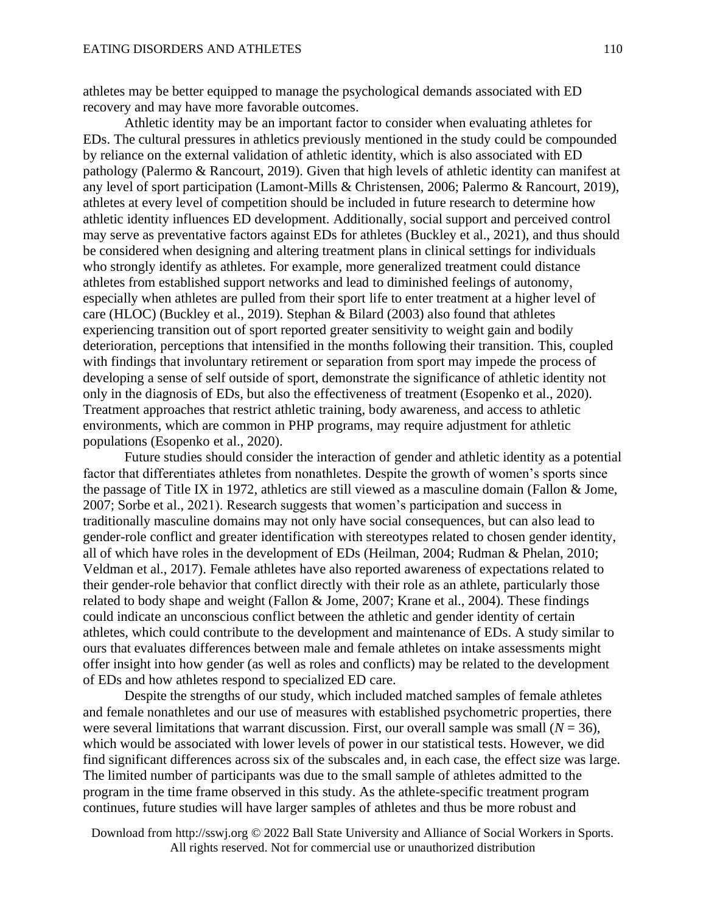athletes may be better equipped to manage the psychological demands associated with ED recovery and may have more favorable outcomes.

Athletic identity may be an important factor to consider when evaluating athletes for EDs. The cultural pressures in athletics previously mentioned in the study could be compounded by reliance on the external validation of athletic identity, which is also associated with ED pathology (Palermo & Rancourt, 2019). Given that high levels of athletic identity can manifest at any level of sport participation (Lamont-Mills & Christensen, 2006; Palermo & Rancourt, 2019), athletes at every level of competition should be included in future research to determine how athletic identity influences ED development. Additionally, social support and perceived control may serve as preventative factors against EDs for athletes (Buckley et al., 2021), and thus should be considered when designing and altering treatment plans in clinical settings for individuals who strongly identify as athletes. For example, more generalized treatment could distance athletes from established support networks and lead to diminished feelings of autonomy, especially when athletes are pulled from their sport life to enter treatment at a higher level of care (HLOC) (Buckley et al., 2019). Stephan & Bilard (2003) also found that athletes experiencing transition out of sport reported greater sensitivity to weight gain and bodily deterioration, perceptions that intensified in the months following their transition. This, coupled with findings that involuntary retirement or separation from sport may impede the process of developing a sense of self outside of sport, demonstrate the significance of athletic identity not only in the diagnosis of EDs, but also the effectiveness of treatment (Esopenko et al., 2020). Treatment approaches that restrict athletic training, body awareness, and access to athletic environments, which are common in PHP programs, may require adjustment for athletic populations (Esopenko et al., 2020).

Future studies should consider the interaction of gender and athletic identity as a potential factor that differentiates athletes from nonathletes. Despite the growth of women's sports since the passage of Title IX in 1972, athletics are still viewed as a masculine domain (Fallon & Jome, 2007; Sorbe et al., 2021). Research suggests that women's participation and success in traditionally masculine domains may not only have social consequences, but can also lead to gender-role conflict and greater identification with stereotypes related to chosen gender identity, all of which have roles in the development of EDs (Heilman, 2004; Rudman & Phelan, 2010; Veldman et al., 2017). Female athletes have also reported awareness of expectations related to their gender-role behavior that conflict directly with their role as an athlete, particularly those related to body shape and weight (Fallon & Jome, 2007; Krane et al., 2004). These findings could indicate an unconscious conflict between the athletic and gender identity of certain athletes, which could contribute to the development and maintenance of EDs. A study similar to ours that evaluates differences between male and female athletes on intake assessments might offer insight into how gender (as well as roles and conflicts) may be related to the development of EDs and how athletes respond to specialized ED care.

Despite the strengths of our study, which included matched samples of female athletes and female nonathletes and our use of measures with established psychometric properties, there were several limitations that warrant discussion. First, our overall sample was small ($N = 36$), which would be associated with lower levels of power in our statistical tests. However, we did find significant differences across six of the subscales and, in each case, the effect size was large. The limited number of participants was due to the small sample of athletes admitted to the program in the time frame observed in this study. As the athlete-specific treatment program continues, future studies will have larger samples of athletes and thus be more robust and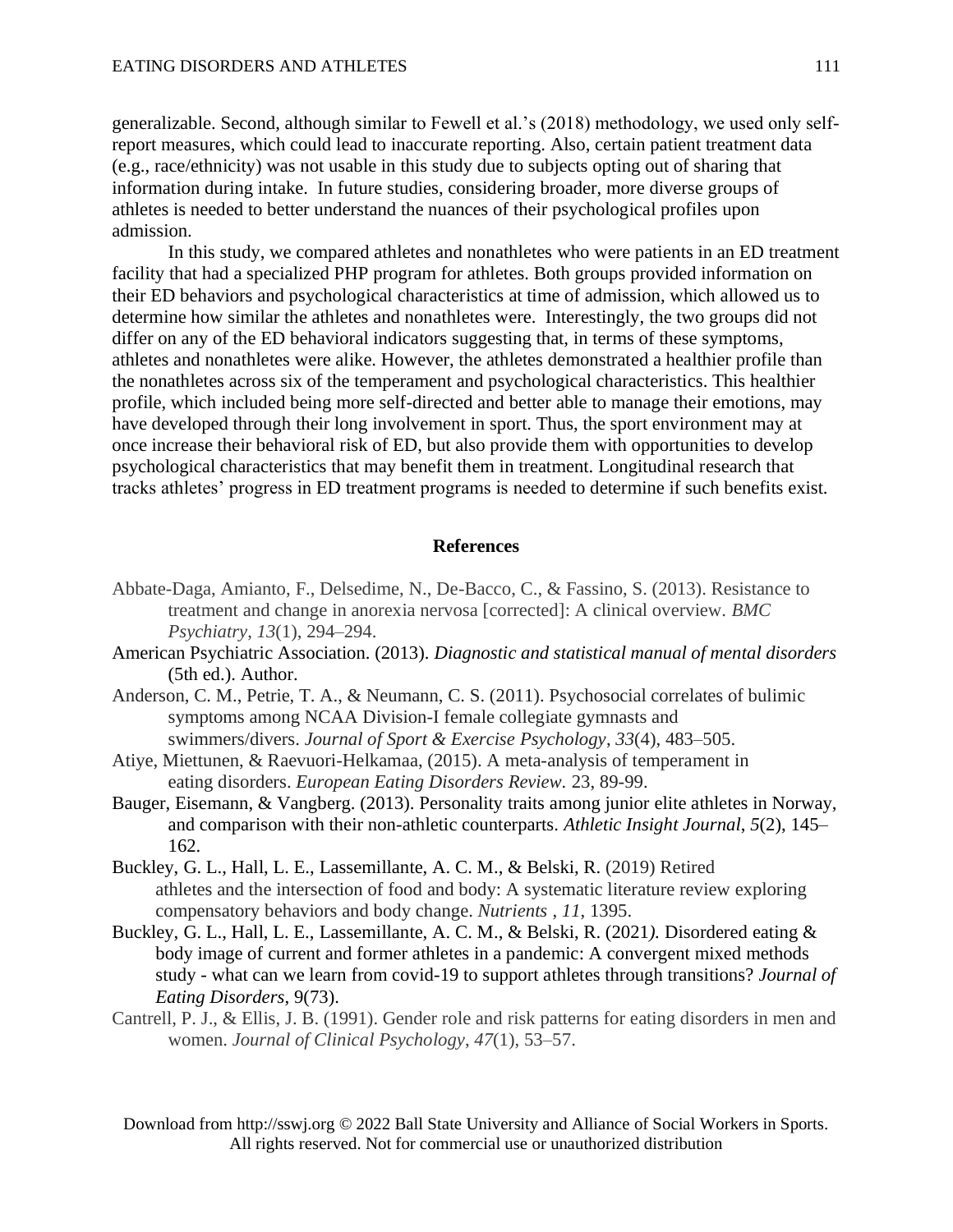generalizable. Second, although similar to Fewell et al.'s (2018) methodology, we used only self-report measures, which could lead to inaccurate reporting. Also, certain patient treatment data (e.g., race/ethnicity) was not usable in this study due to subjects opting out of sharing that information during intake. In future studies, considering broader, more diverse groups of athletes is needed to better understand the nuances of their psychological profiles upon admission.

In this study, we compared athletes and nonathletes who were patients in an ED treatment facility that had a specialized PHP program for athletes. Both groups provided information on their ED behaviors and psychological characteristics at time of admission, which allowed us to determine how similar the athletes and nonathletes were. Interestingly, the two groups did not differ on any of the ED behavioral indicators suggesting that, in terms of these symptoms, athletes and nonathletes were alike. However, the athletes demonstrated a healthier profile than the nonathletes across six of the temperament and psychological characteristics. This healthier profile, which included being more self-directed and better able to manage their emotions, may have developed through their long involvement in sport. Thus, the sport environment may at once increase their behavioral risk of ED, but also provide them with opportunities to develop psychological characteristics that may benefit them in treatment. Longitudinal research that tracks athletes' progress in ED treatment programs is needed to determine if such benefits exist.

## References

Abbate-Daga, Amianto, F., Delsedime, N., De-Bacco, C., & Fassino, S. (2013). Resistance to treatment and change in anorexia nervosa [corrected]: A clinical overview. *BMC Psychiatry*, *13*(1), 294–294.

American Psychiatric Association. (2013). *Diagnostic and statistical manual of mental disorders* (5th ed.). Author.

Anderson, C. M., Petrie, T. A., & Neumann, C. S. (2011). Psychosocial correlates of bulimic symptoms among NCAA Division-I female collegiate gymnasts and swimmers/divers. *Journal of Sport & Exercise Psychology*, *33*(4), 483–505.

Atiye, Miettunen, & Raevuori-Helkamaa, (2015). A meta-analysis of temperament in eating disorders. *European Eating Disorders Review.* 23, 89-99.

Bauger, Eisemann, & Vangberg. (2013). Personality traits among junior elite athletes in Norway, and comparison with their non-athletic counterparts. *Athletic Insight Journal*, *5*(2), 145–162.

Buckley, G. L., Hall, L. E., Lassemillante, A. C. M., & Belski, R. (2019) Retired athletes and the intersection of food and body: A systematic literature review exploring compensatory behaviors and body change. *Nutrients* , *11*, 1395.

Buckley, G. L., Hall, L. E., Lassemillante, A. C. M., & Belski, R. (2021*).* Disordered eating & body image of current and former athletes in a pandemic: A convergent mixed methods study - what can we learn from covid-19 to support athletes through transitions? *Journal of Eating Disorders*, 9(73).

Cantrell, P. J., & Ellis, J. B. (1991). Gender role and risk patterns for eating disorders in men and women. *Journal of Clinical Psychology*, *47*(1), 53–57.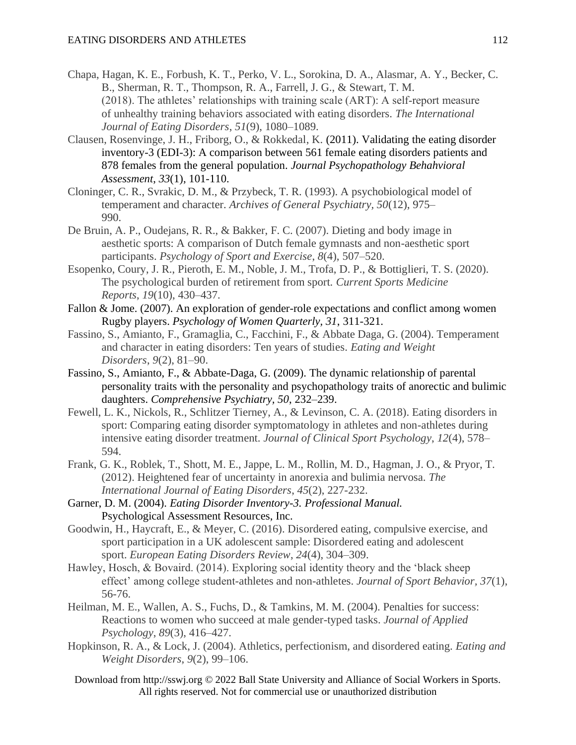Chapa, Hagan, K. E., Forbush, K. T., Perko, V. L., Sorokina, D. A., Alasmar, A. Y., Becker, C. B., Sherman, R. T., Thompson, R. A., Farrell, J. G., & Stewart, T. M. (2018). The athletes' relationships with training scale (ART): A self-report measure of unhealthy training behaviors associated with eating disorders. *The International Journal of Eating Disorders*, *51*(9), 1080–1089.

Clausen, Rosenvinge, J. H., Friborg, O., & Rokkedal, K. (2011). Validating the eating disorder inventory-3 (EDI-3): A comparison between 561 female eating disorders patients and 878 females from the general population. *Journal Psychopathology Behahvioral Assessment*, *33*(1), 101-110.

Cloninger, C. R., Svrakic, D. M., & Przybeck, T. R. (1993). A psychobiological model of temperament and character. *Archives of General Psychiatry*, *50*(12), 975–990.

De Bruin, A. P., Oudejans, R. R., & Bakker, F. C. (2007). Dieting and body image in aesthetic sports: A comparison of Dutch female gymnasts and non-aesthetic sport participants. *Psychology of Sport and Exercise*, *8*(4), 507–520.

Esopenko, Coury, J. R., Pieroth, E. M., Noble, J. M., Trofa, D. P., & Bottiglieri, T. S. (2020). The psychological burden of retirement from sport. *Current Sports Medicine Reports*, *19*(10), 430–437.

Fallon & Jome. (2007). An exploration of gender-role expectations and conflict among women Rugby players. *Psychology of Women Quarterly*, *31*, 311-321.

Fassino, S., Amianto, F., Gramaglia, C., Facchini, F., & Abbate Daga, G. (2004). Temperament and character in eating disorders: Ten years of studies. *Eating and Weight Disorders*, *9*(2), 81–90.

Fassino, S., Amianto, F., & Abbate-Daga, G. (2009). The dynamic relationship of parental personality traits with the personality and psychopathology traits of anorectic and bulimic daughters. *Comprehensive Psychiatry*, *50*, 232–239.

Fewell, L. K., Nickols, R., Schlitzer Tierney, A., & Levinson, C. A. (2018). Eating disorders in sport: Comparing eating disorder symptomatology in athletes and non-athletes during intensive eating disorder treatment. *Journal of Clinical Sport Psychology*, *12*(4), 578–594.

Frank, G. K., Roblek, T., Shott, M. E., Jappe, L. M., Rollin, M. D., Hagman, J. O., & Pryor, T. (2012). Heightened fear of uncertainty in anorexia and bulimia nervosa. *The International Journal of Eating Disorders*, *45*(2), 227-232.

Garner, D. M. (2004). *Eating Disorder Inventory-3. Professional Manual.* Psychological Assessment Resources, Inc.

Goodwin, H., Haycraft, E., & Meyer, C. (2016). Disordered eating, compulsive exercise, and sport participation in a UK adolescent sample: Disordered eating and adolescent sport. *European Eating Disorders Review*, *24*(4), 304–309.

Hawley, Hosch, & Bovaird. (2014). Exploring social identity theory and the 'black sheep effect' among college student-athletes and non-athletes. *Journal of Sport Behavior*, *37*(1), 56-76.

Heilman, M. E., Wallen, A. S., Fuchs, D., & Tamkins, M. M. (2004). Penalties for success: Reactions to women who succeed at male gender-typed tasks. *Journal of Applied Psychology*, *89*(3), 416–427.

Hopkinson, R. A., & Lock, J. (2004). Athletics, perfectionism, and disordered eating. *Eating and Weight Disorders*, *9*(2), 99–106.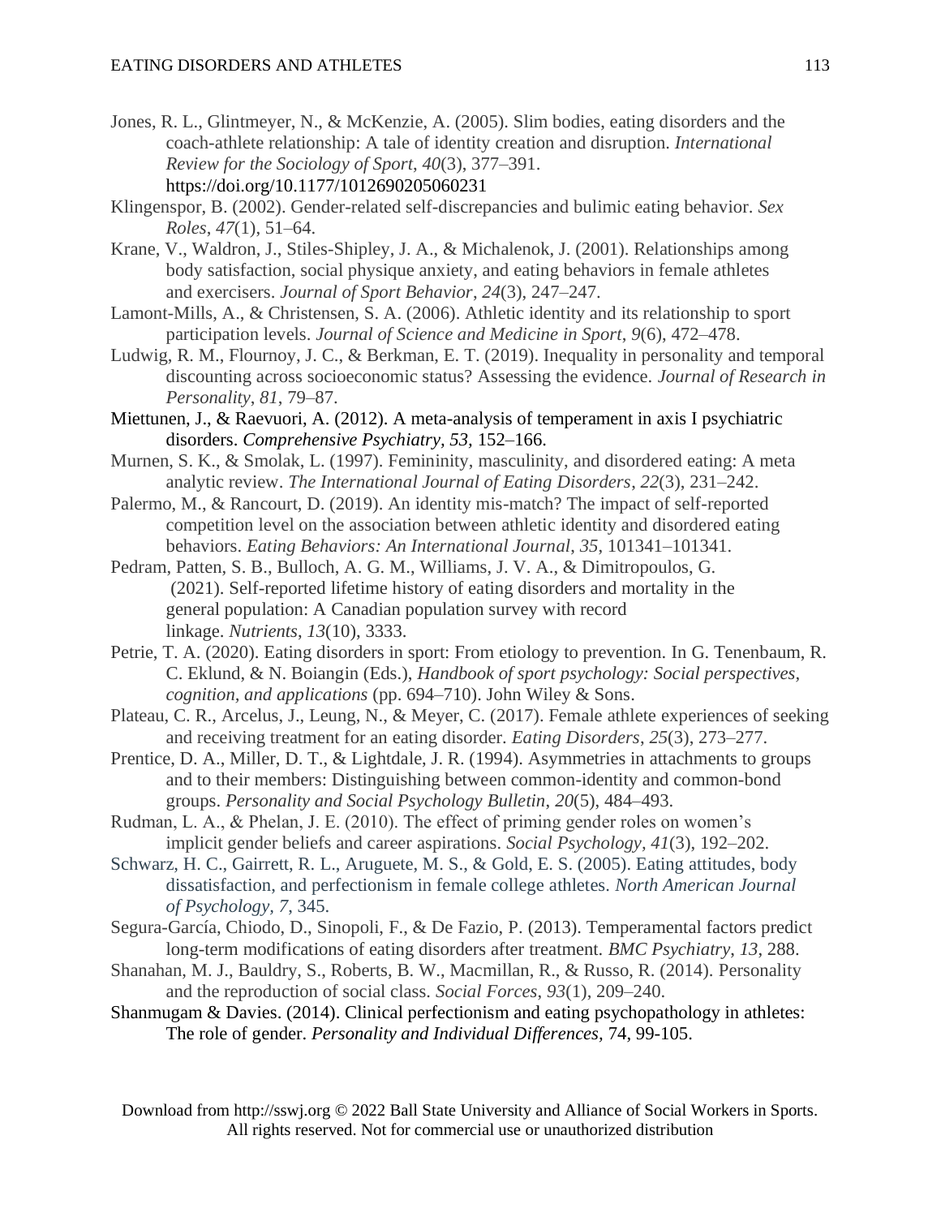Jones, R. L., Glintmeyer, N., & McKenzie, A. (2005). Slim bodies, eating disorders and the coach-athlete relationship: A tale of identity creation and disruption. *International Review for the Sociology of Sport*, *40*(3), 377–391. https://doi.org/10.1177/1012690205060231

Klingenspor, B. (2002). Gender-related self-discrepancies and bulimic eating behavior. *Sex Roles*, *47*(1), 51–64.

Krane, V., Waldron, J., Stiles-Shipley, J. A., & Michalenok, J. (2001). Relationships among body satisfaction, social physique anxiety, and eating behaviors in female athletes and exercisers. *Journal of Sport Behavior*, *24*(3), 247–247.

Lamont-Mills, A., & Christensen, S. A. (2006). Athletic identity and its relationship to sport participation levels. *Journal of Science and Medicine in Sport*, *9*(6), 472–478.

Ludwig, R. M., Flournoy, J. C., & Berkman, E. T. (2019). Inequality in personality and temporal discounting across socioeconomic status? Assessing the evidence. *Journal of Research in Personality*, *81*, 79–87.

Miettunen, J., & Raevuori, A. (2012). A meta-analysis of temperament in axis I psychiatric disorders. *Comprehensive Psychiatry*, *53*, 152–166.

Murnen, S. K., & Smolak, L. (1997). Femininity, masculinity, and disordered eating: A meta analytic review. *The International Journal of Eating Disorders*, *22*(3), 231–242.

Palermo, M., & Rancourt, D. (2019). An identity mis-match? The impact of self-reported competition level on the association between athletic identity and disordered eating behaviors. *Eating Behaviors: An International Journal*, *35*, 101341–101341.

Pedram, Patten, S. B., Bulloch, A. G. M., Williams, J. V. A., & Dimitropoulos, G. (2021). Self-reported lifetime history of eating disorders and mortality in the general population: A Canadian population survey with record linkage. *Nutrients*, *13*(10), 3333.

Petrie, T. A. (2020). Eating disorders in sport: From etiology to prevention. In G. Tenenbaum, R. C. Eklund, & N. Boiangin (Eds.), *Handbook of sport psychology: Social perspectives, cognition, and applications* (pp. 694–710). John Wiley & Sons.

Plateau, C. R., Arcelus, J., Leung, N., & Meyer, C. (2017). Female athlete experiences of seeking and receiving treatment for an eating disorder. *Eating Disorders*, *25*(3), 273–277.

Prentice, D. A., Miller, D. T., & Lightdale, J. R. (1994). Asymmetries in attachments to groups and to their members: Distinguishing between common-identity and common-bond groups. *Personality and Social Psychology Bulletin*, *20*(5), 484–493.

Rudman, L. A., & Phelan, J. E. (2010). The effect of priming gender roles on women's implicit gender beliefs and career aspirations. *Social Psychology*, *41*(3), 192–202.

Schwarz, H. C., Gairrett, R. L., Aruguete, M. S., & Gold, E. S. (2005). Eating attitudes, body dissatisfaction, and perfectionism in female college athletes. *North American Journal of Psychology*, *7*, 345.

Segura-García, Chiodo, D., Sinopoli, F., & De Fazio, P. (2013). Temperamental factors predict long-term modifications of eating disorders after treatment. *BMC Psychiatry*, *13*, 288.

Shanahan, M. J., Bauldry, S., Roberts, B. W., Macmillan, R., & Russo, R. (2014). Personality and the reproduction of social class. *Social Forces*, *93*(1), 209–240.

Shanmugam & Davies. (2014). Clinical perfectionism and eating psychopathology in athletes: The role of gender. *Personality and Individual Differences*, 74, 99-105.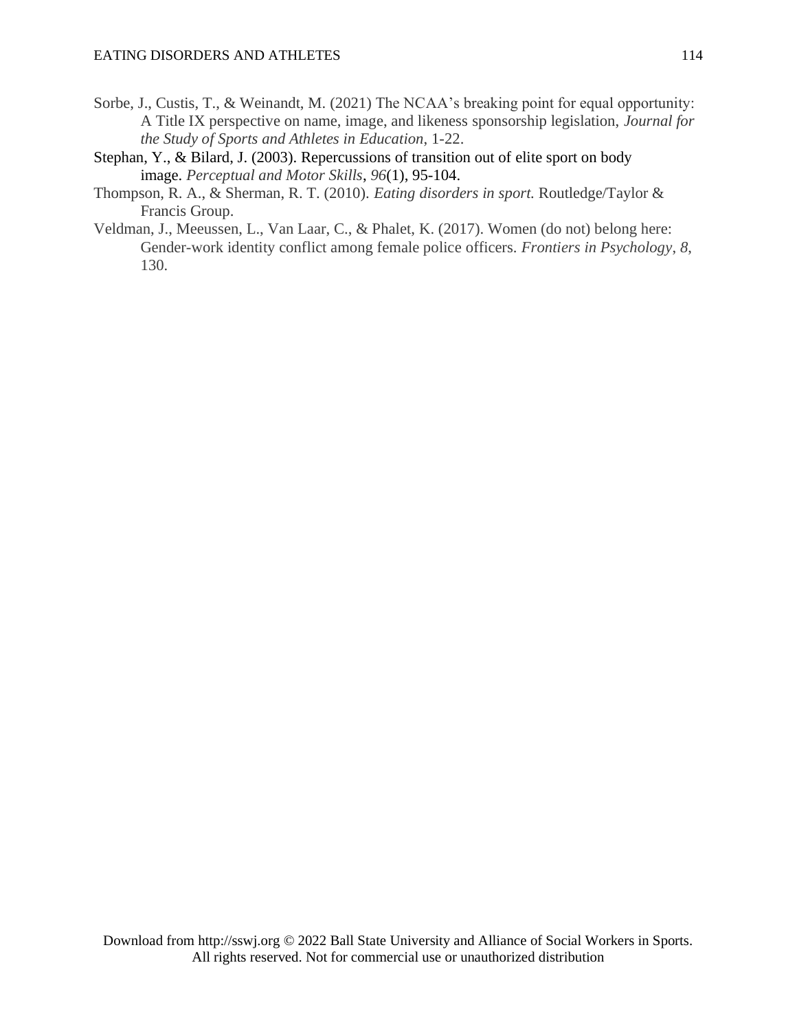Sorbe, J., Custis, T., & Weinandt, M. (2021) The NCAA's breaking point for equal opportunity: A Title IX perspective on name, image, and likeness sponsorship legislation, *Journal for the Study of Sports and Athletes in Education*, 1-22.

Stephan, Y., & Bilard, J. (2003). Repercussions of transition out of elite sport on body image. *Perceptual and Motor Skills*, *96*(1), 95-104.

Thompson, R. A., & Sherman, R. T. (2010). *Eating disorders in sport.* Routledge/Taylor & Francis Group.

Veldman, J., Meeussen, L., Van Laar, C., & Phalet, K. (2017). Women (do not) belong here: Gender-work identity conflict among female police officers. *Frontiers in Psychology*, *8*, 130.